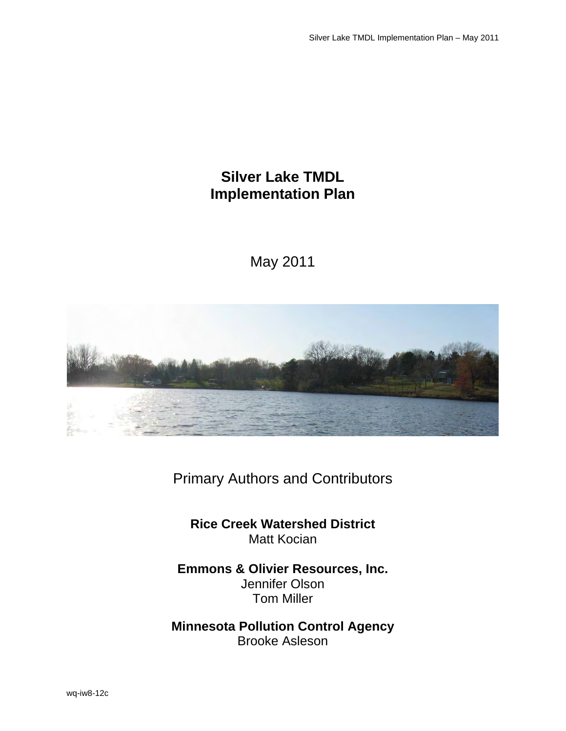# Silver Lake TMDL Implementation Plan

May 2011

Primary Authors and Contributors

**Rice Creek Watershed District**
Matt Kocian

**Emmons & Olivier Resources, Inc.**
Jennifer Olson
Tom Miller

**Minnesota Pollution Control Agency**
Brooke Asleson

wq-iw8-12c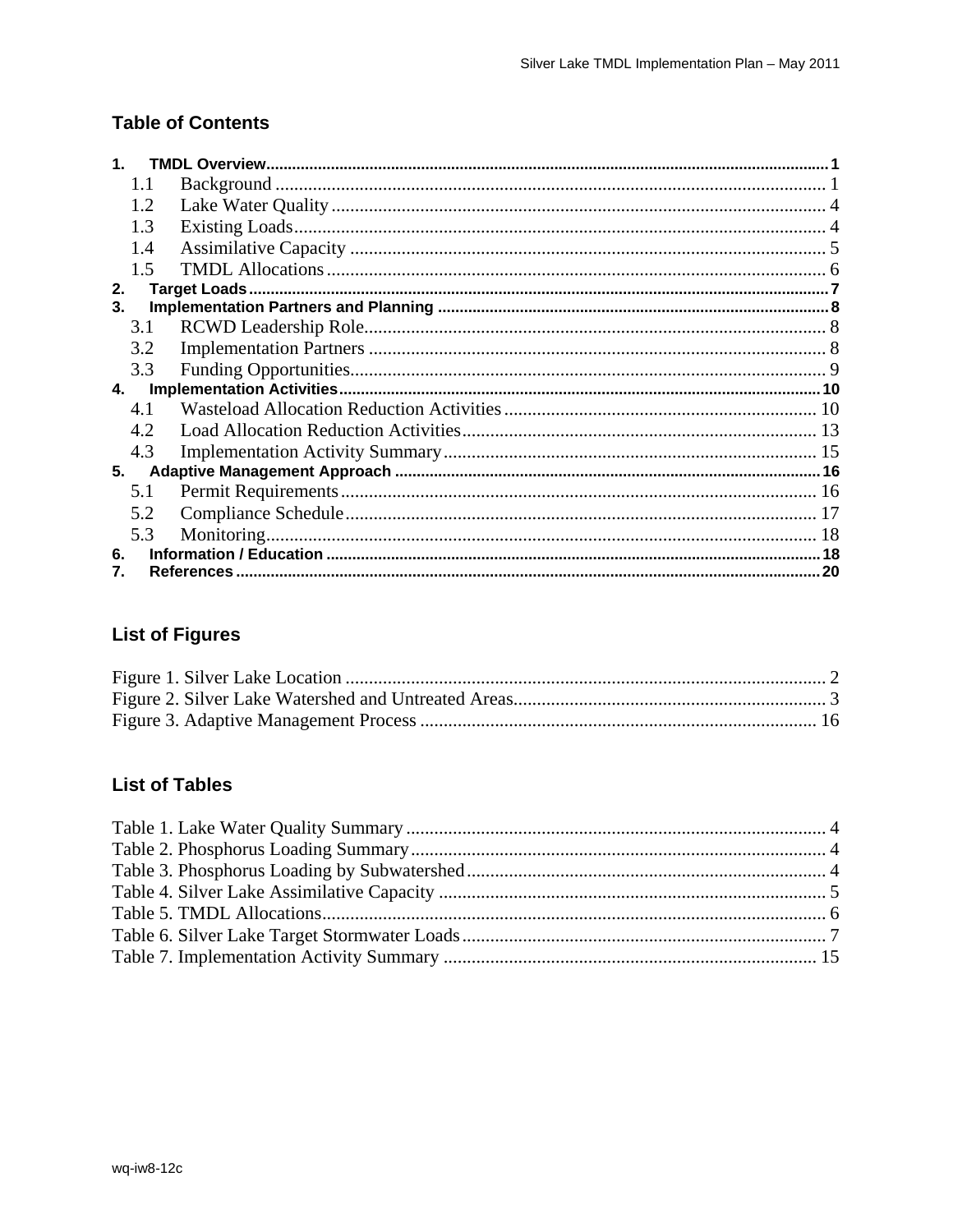## Table of Contents

1. TMDL Overview ..... 1
   - 1.1 Background ..... 1
   - 1.2 Lake Water Quality ..... 4
   - 1.3 Existing Loads ..... 4
   - 1.4 Assimilative Capacity ..... 5
   - 1.5 TMDL Allocations ..... 6
2. Target Loads ..... 7
3. Implementation Partners and Planning ..... 8
   - 3.1 RCWD Leadership Role ..... 8
   - 3.2 Implementation Partners ..... 8
   - 3.3 Funding Opportunities ..... 9
4. Implementation Activities ..... 10
   - 4.1 Wasteload Allocation Reduction Activities ..... 10
   - 4.2 Load Allocation Reduction Activities ..... 13
   - 4.3 Implementation Activity Summary ..... 15
5. Adaptive Management Approach ..... 16
   - 5.1 Permit Requirements ..... 16
   - 5.2 Compliance Schedule ..... 17
   - 5.3 Monitoring ..... 18
6. Information / Education ..... 18
7. References ..... 20

## List of Figures

Figure 1. Silver Lake Location ..... 2
Figure 2. Silver Lake Watershed and Untreated Areas ..... 3
Figure 3. Adaptive Management Process ..... 16

## List of Tables

Table 1. Lake Water Quality Summary ..... 4
Table 2. Phosphorus Loading Summary ..... 4
Table 3. Phosphorus Loading by Subwatershed ..... 4
Table 4. Silver Lake Assimilative Capacity ..... 5
Table 5. TMDL Allocations ..... 6
Table 6. Silver Lake Target Stormwater Loads ..... 7
Table 7. Implementation Activity Summary ..... 15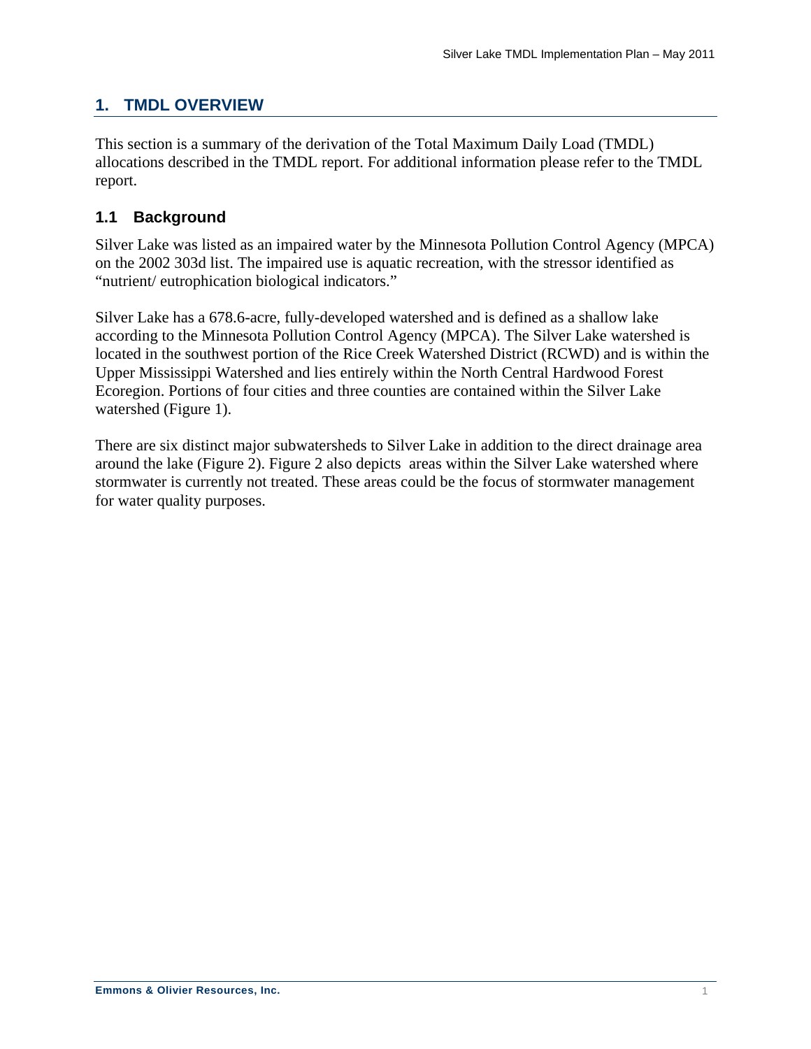# 1. TMDL OVERVIEW

This section is a summary of the derivation of the Total Maximum Daily Load (TMDL) allocations described in the TMDL report. For additional information please refer to the TMDL report.

## 1.1 Background

Silver Lake was listed as an impaired water by the Minnesota Pollution Control Agency (MPCA) on the 2002 303d list. The impaired use is aquatic recreation, with the stressor identified as "nutrient/ eutrophication biological indicators."

Silver Lake has a 678.6-acre, fully-developed watershed and is defined as a shallow lake according to the Minnesota Pollution Control Agency (MPCA). The Silver Lake watershed is located in the southwest portion of the Rice Creek Watershed District (RCWD) and is within the Upper Mississippi Watershed and lies entirely within the North Central Hardwood Forest Ecoregion. Portions of four cities and three counties are contained within the Silver Lake watershed (Figure 1).

There are six distinct major subwatersheds to Silver Lake in addition to the direct drainage area around the lake (Figure 2). Figure 2 also depicts areas within the Silver Lake watershed where stormwater is currently not treated. These areas could be the focus of stormwater management for water quality purposes.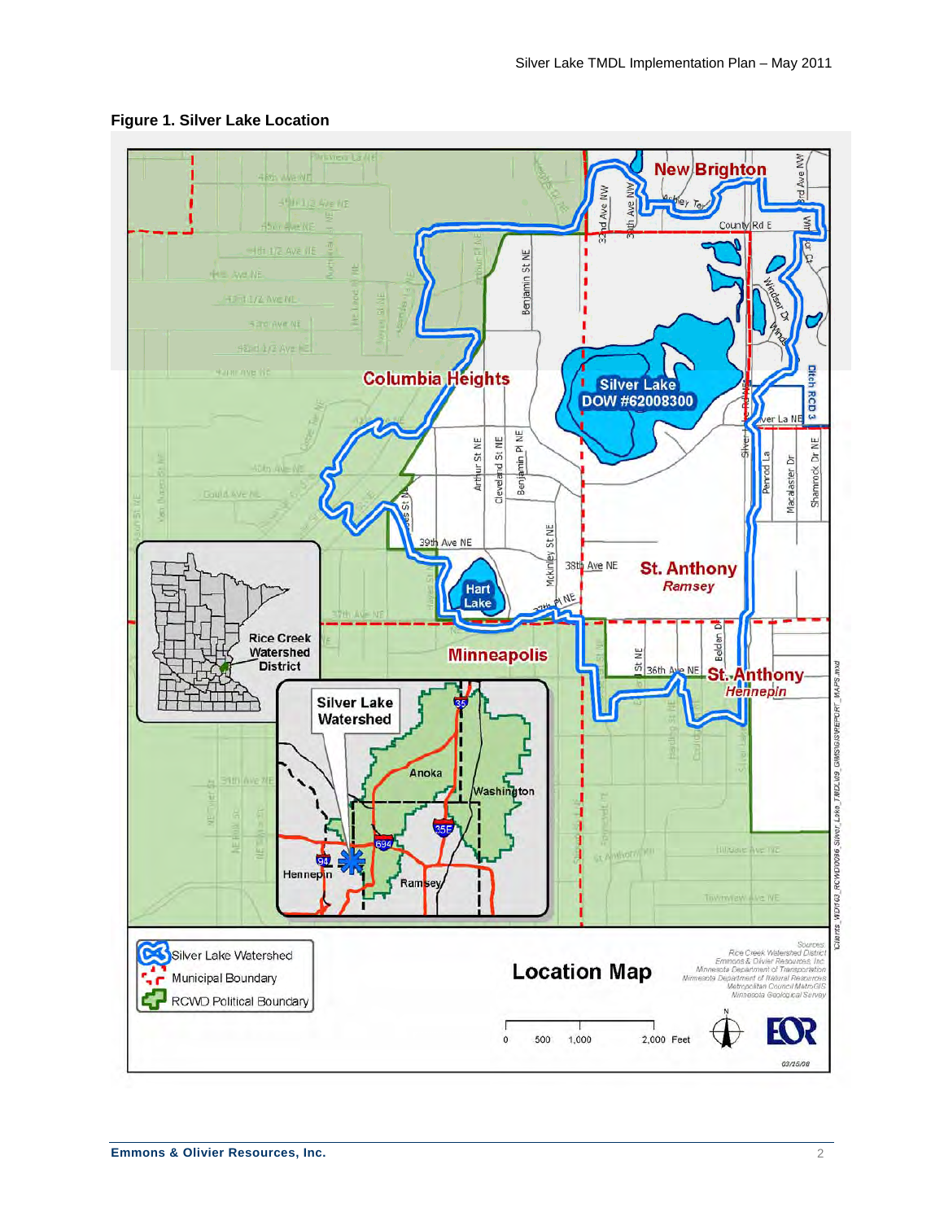**Figure 1. Silver Lake Location**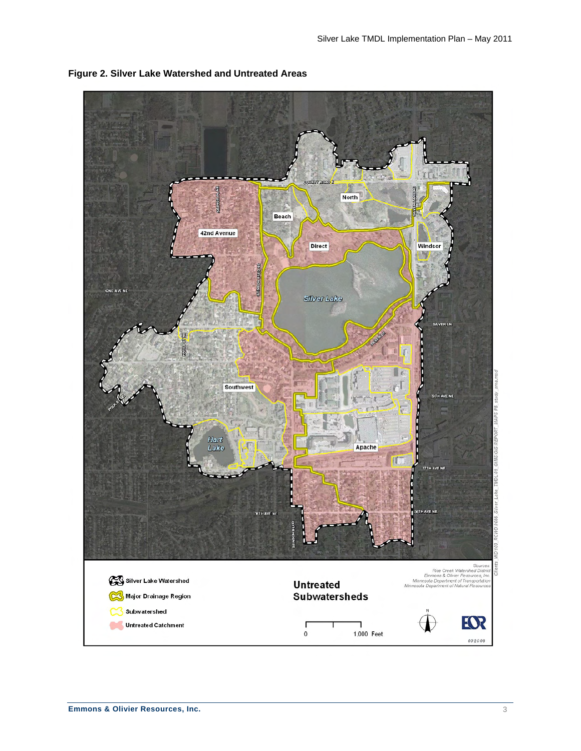**Figure 2. Silver Lake Watershed and Untreated Areas**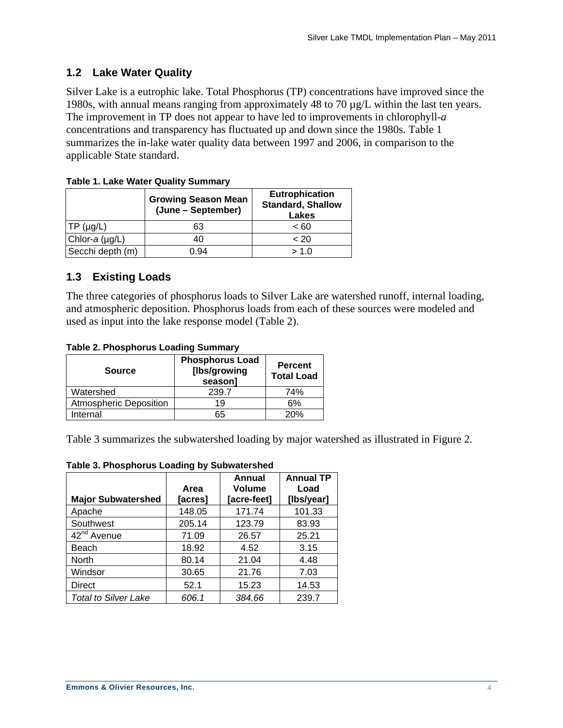## 1.2 Lake Water Quality

Silver Lake is a eutrophic lake. Total Phosphorus (TP) concentrations have improved since the 1980s, with annual means ranging from approximately 48 to 70 µg/L within the last ten years. The improvement in TP does not appear to have led to improvements in chlorophyll-*a* concentrations and transparency has fluctuated up and down since the 1980s. Table 1 summarizes the in-lake water quality data between 1997 and 2006, in comparison to the applicable State standard.

**Table 1. Lake Water Quality Summary**

| | Growing Season Mean (June – September) | Eutrophication Standard, Shallow Lakes |
|---|---|---|
| TP (µg/L) | 63 | < 60 |
| Chlor-*a* (µg/L) | 40 | < 20 |
| Secchi depth (m) | 0.94 | > 1.0 |

## 1.3 Existing Loads

The three categories of phosphorus loads to Silver Lake are watershed runoff, internal loading, and atmospheric deposition. Phosphorus loads from each of these sources were modeled and used as input into the lake response model (Table 2).

**Table 2. Phosphorus Loading Summary**

| Source | Phosphorus Load [lbs/growing season] | Percent Total Load |
|---|---|---|
| Watershed | 239.7 | 74% |
| Atmospheric Deposition | 19 | 6% |
| Internal | 65 | 20% |

Table 3 summarizes the subwatershed loading by major watershed as illustrated in Figure 2.

**Table 3. Phosphorus Loading by Subwatershed**

| Major Subwatershed | Area [acres] | Annual Volume [acre-feet] | Annual TP Load [lbs/year] |
|---|---|---|---|
| Apache | 148.05 | 171.74 | 101.33 |
| Southwest | 205.14 | 123.79 | 83.93 |
| 42nd Avenue | 71.09 | 26.57 | 25.21 |
| Beach | 18.92 | 4.52 | 3.15 |
| North | 80.14 | 21.04 | 4.48 |
| Windsor | 30.65 | 21.76 | 7.03 |
| Direct | 52.1 | 15.23 | 14.53 |
| *Total to Silver Lake* | *606.1* | *384.66* | 239.7 |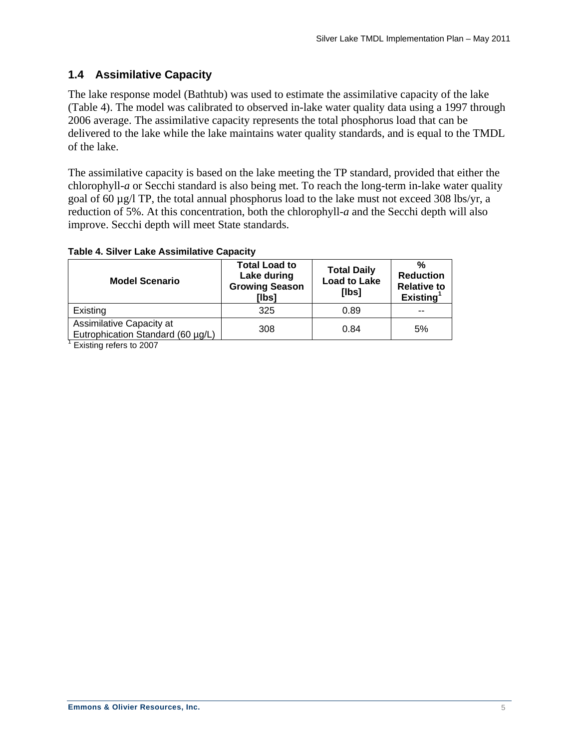## 1.4 Assimilative Capacity

The lake response model (Bathtub) was used to estimate the assimilative capacity of the lake (Table 4). The model was calibrated to observed in-lake water quality data using a 1997 through 2006 average. The assimilative capacity represents the total phosphorus load that can be delivered to the lake while the lake maintains water quality standards, and is equal to the TMDL of the lake.

The assimilative capacity is based on the lake meeting the TP standard, provided that either the chlorophyll-*a* or Secchi standard is also being met. To reach the long-term in-lake water quality goal of 60 µg/l TP, the total annual phosphorus load to the lake must not exceed 308 lbs/yr, a reduction of 5%. At this concentration, both the chlorophyll-*a* and the Secchi depth will also improve. Secchi depth will meet State standards.

**Table 4. Silver Lake Assimilative Capacity**

| Model Scenario | Total Load to Lake during Growing Season [lbs] | Total Daily Load to Lake [lbs] | % Reduction Relative to Existing[1] |
|---|---|---|---|
| Existing | 325 | 0.89 | -- |
| Assimilative Capacity at Eutrophication Standard (60 µg/L) | 308 | 0.84 | 5% |

[1] Existing refers to 2007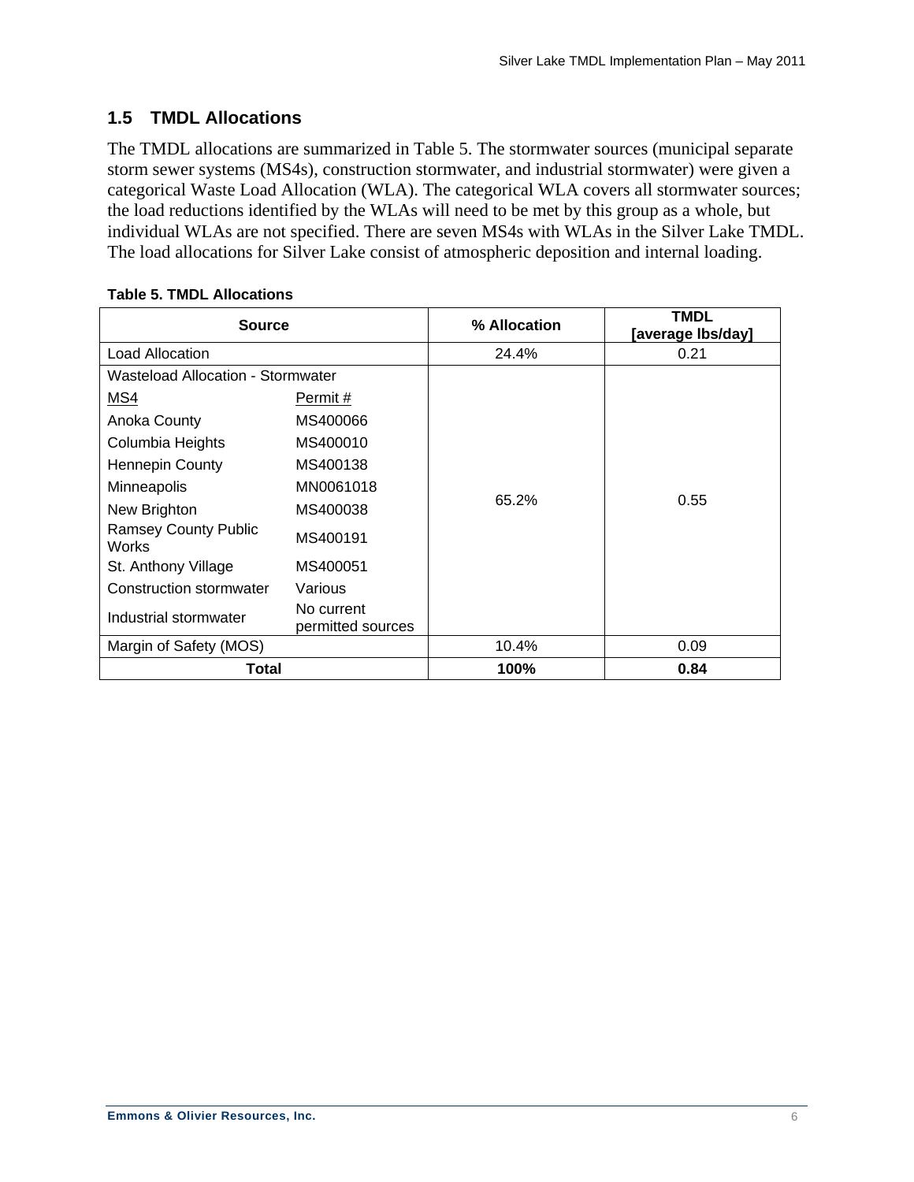## 1.5 TMDL Allocations

The TMDL allocations are summarized in Table 5. The stormwater sources (municipal separate storm sewer systems (MS4s), construction stormwater, and industrial stormwater) were given a categorical Waste Load Allocation (WLA). The categorical WLA covers all stormwater sources; the load reductions identified by the WLAs will need to be met by this group as a whole, but individual WLAs are not specified. There are seven MS4s with WLAs in the Silver Lake TMDL. The load allocations for Silver Lake consist of atmospheric deposition and internal loading.

**Table 5. TMDL Allocations**

| Source | | % Allocation | TMDL [average lbs/day] |
|---|---|---|---|
| Load Allocation | | 24.4% | 0.21 |
| Wasteload Allocation - Stormwater | | 65.2% | 0.55 |
| MS4 | Permit # | | |
| Anoka County | MS400066 | | |
| Columbia Heights | MS400010 | | |
| Hennepin County | MS400138 | | |
| Minneapolis | MN0061018 | | |
| New Brighton | MS400038 | | |
| Ramsey County Public Works | MS400191 | | |
| St. Anthony Village | MS400051 | | |
| Construction stormwater | Various | | |
| Industrial stormwater | No current permitted sources | | |
| Margin of Safety (MOS) | | 10.4% | 0.09 |
| **Total** | | **100%** | **0.84** |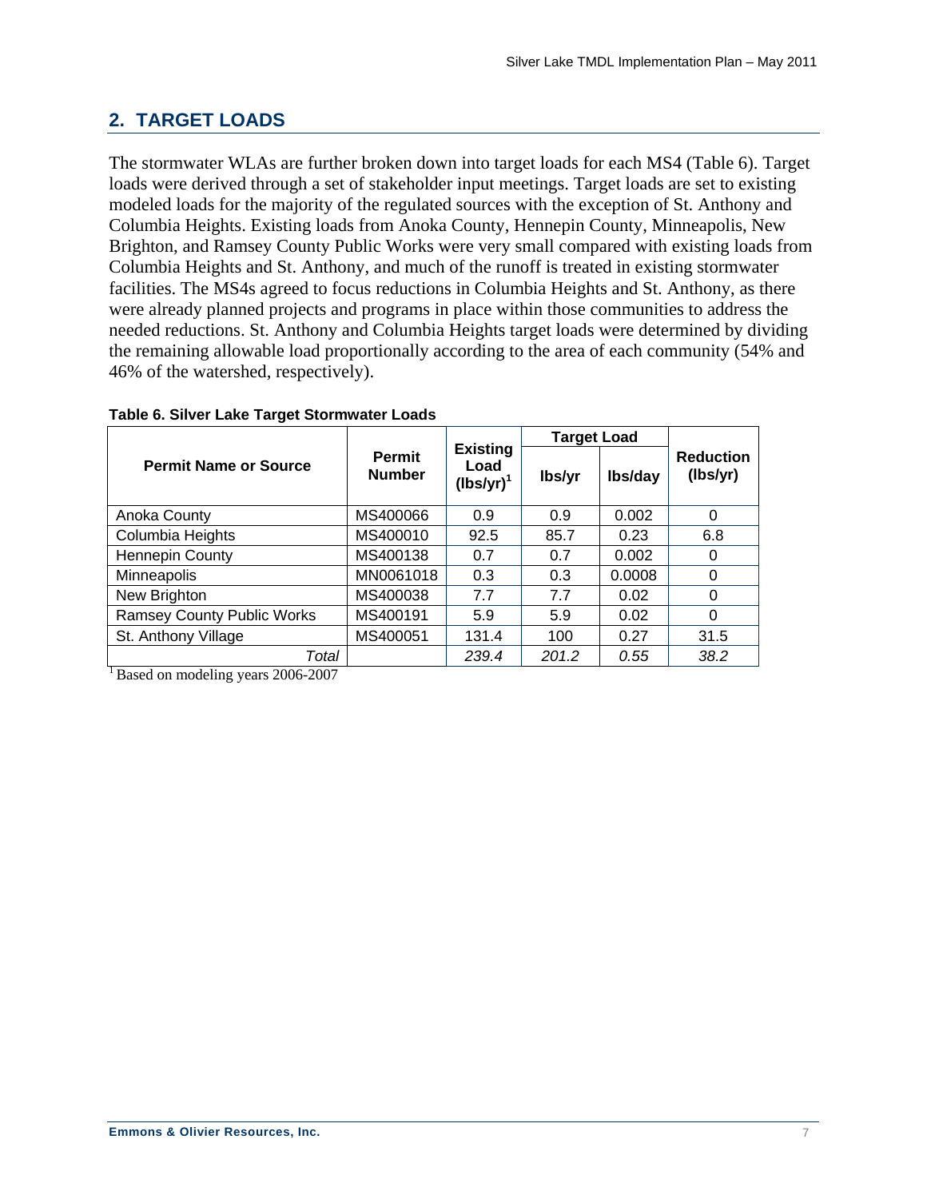## 2. TARGET LOADS

The stormwater WLAs are further broken down into target loads for each MS4 (Table 6). Target loads were derived through a set of stakeholder input meetings. Target loads are set to existing modeled loads for the majority of the regulated sources with the exception of St. Anthony and Columbia Heights. Existing loads from Anoka County, Hennepin County, Minneapolis, New Brighton, and Ramsey County Public Works were very small compared with existing loads from Columbia Heights and St. Anthony, and much of the runoff is treated in existing stormwater facilities. The MS4s agreed to focus reductions in Columbia Heights and St. Anthony, as there were already planned projects and programs in place within those communities to address the needed reductions. St. Anthony and Columbia Heights target loads were determined by dividing the remaining allowable load proportionally according to the area of each community (54% and 46% of the watershed, respectively).

**Table 6. Silver Lake Target Stormwater Loads**

| Permit Name or Source | Permit Number | Existing Load (lbs/yr)[1] | Target Load | | Reduction (lbs/yr) |
|---|---|---|---|---|---|
| | | | lbs/yr | lbs/day | |
| Anoka County | MS400066 | 0.9 | 0.9 | 0.002 | 0 |
| Columbia Heights | MS400010 | 92.5 | 85.7 | 0.23 | 6.8 |
| Hennepin County | MS400138 | 0.7 | 0.7 | 0.002 | 0 |
| Minneapolis | MN0061018 | 0.3 | 0.3 | 0.0008 | 0 |
| New Brighton | MS400038 | 7.7 | 7.7 | 0.02 | 0 |
| Ramsey County Public Works | MS400191 | 5.9 | 5.9 | 0.02 | 0 |
| St. Anthony Village | MS400051 | 131.4 | 100 | 0.27 | 31.5 |
| *Total* | | *239.4* | *201.2* | *0.55* | *38.2* |

[1] Based on modeling years 2006-2007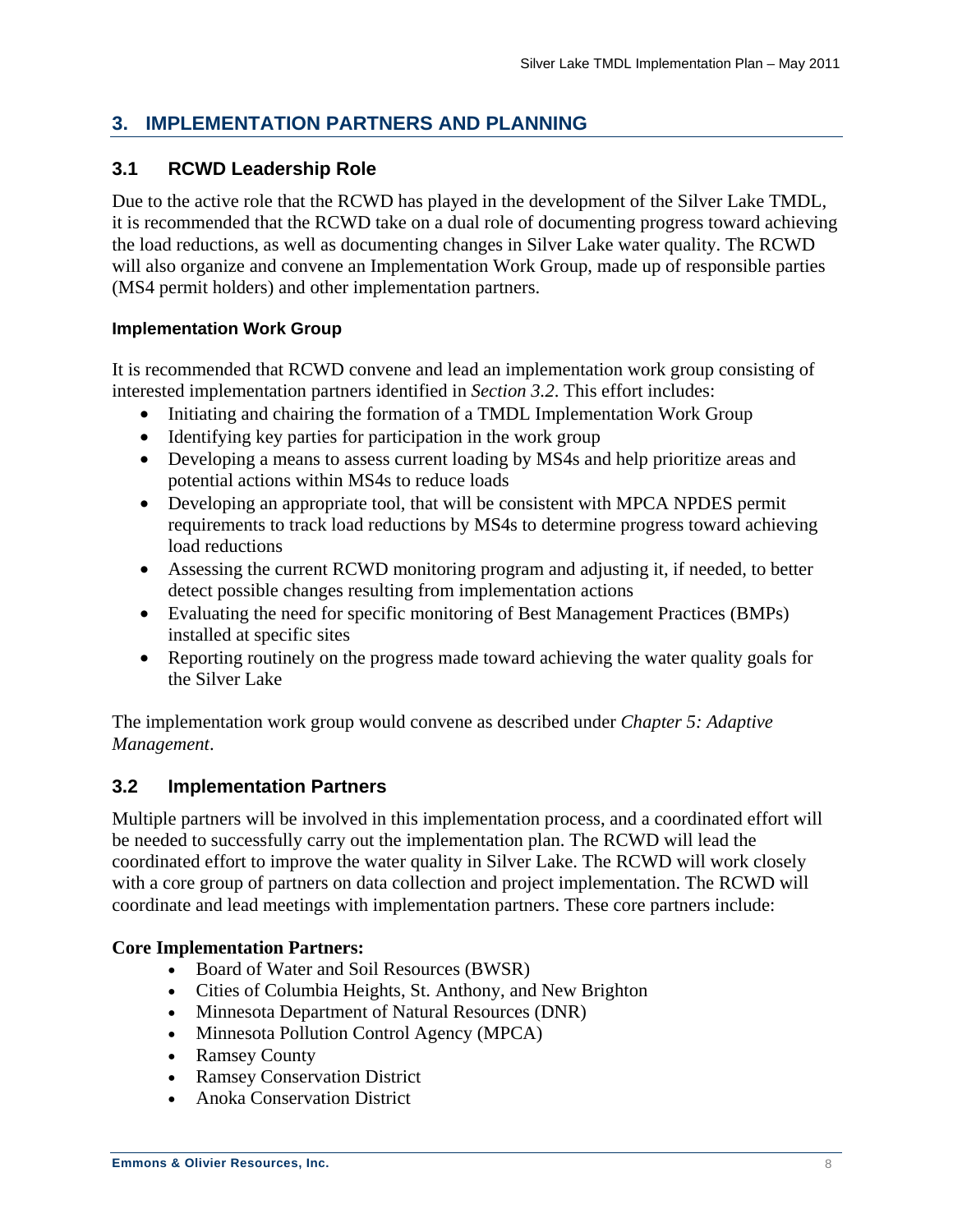# 3. IMPLEMENTATION PARTNERS AND PLANNING

## 3.1 RCWD Leadership Role

Due to the active role that the RCWD has played in the development of the Silver Lake TMDL, it is recommended that the RCWD take on a dual role of documenting progress toward achieving the load reductions, as well as documenting changes in Silver Lake water quality. The RCWD will also organize and convene an Implementation Work Group, made up of responsible parties (MS4 permit holders) and other implementation partners.

### Implementation Work Group

It is recommended that RCWD convene and lead an implementation work group consisting of interested implementation partners identified in *Section 3.2*. This effort includes:

- Initiating and chairing the formation of a TMDL Implementation Work Group
- Identifying key parties for participation in the work group
- Developing a means to assess current loading by MS4s and help prioritize areas and potential actions within MS4s to reduce loads
- Developing an appropriate tool, that will be consistent with MPCA NPDES permit requirements to track load reductions by MS4s to determine progress toward achieving load reductions
- Assessing the current RCWD monitoring program and adjusting it, if needed, to better detect possible changes resulting from implementation actions
- Evaluating the need for specific monitoring of Best Management Practices (BMPs) installed at specific sites
- Reporting routinely on the progress made toward achieving the water quality goals for the Silver Lake

The implementation work group would convene as described under *Chapter 5: Adaptive Management*.

## 3.2 Implementation Partners

Multiple partners will be involved in this implementation process, and a coordinated effort will be needed to successfully carry out the implementation plan. The RCWD will lead the coordinated effort to improve the water quality in Silver Lake. The RCWD will work closely with a core group of partners on data collection and project implementation. The RCWD will coordinate and lead meetings with implementation partners. These core partners include:

**Core Implementation Partners:**

- Board of Water and Soil Resources (BWSR)
- Cities of Columbia Heights, St. Anthony, and New Brighton
- Minnesota Department of Natural Resources (DNR)
- Minnesota Pollution Control Agency (MPCA)
- Ramsey County
- Ramsey Conservation District
- Anoka Conservation District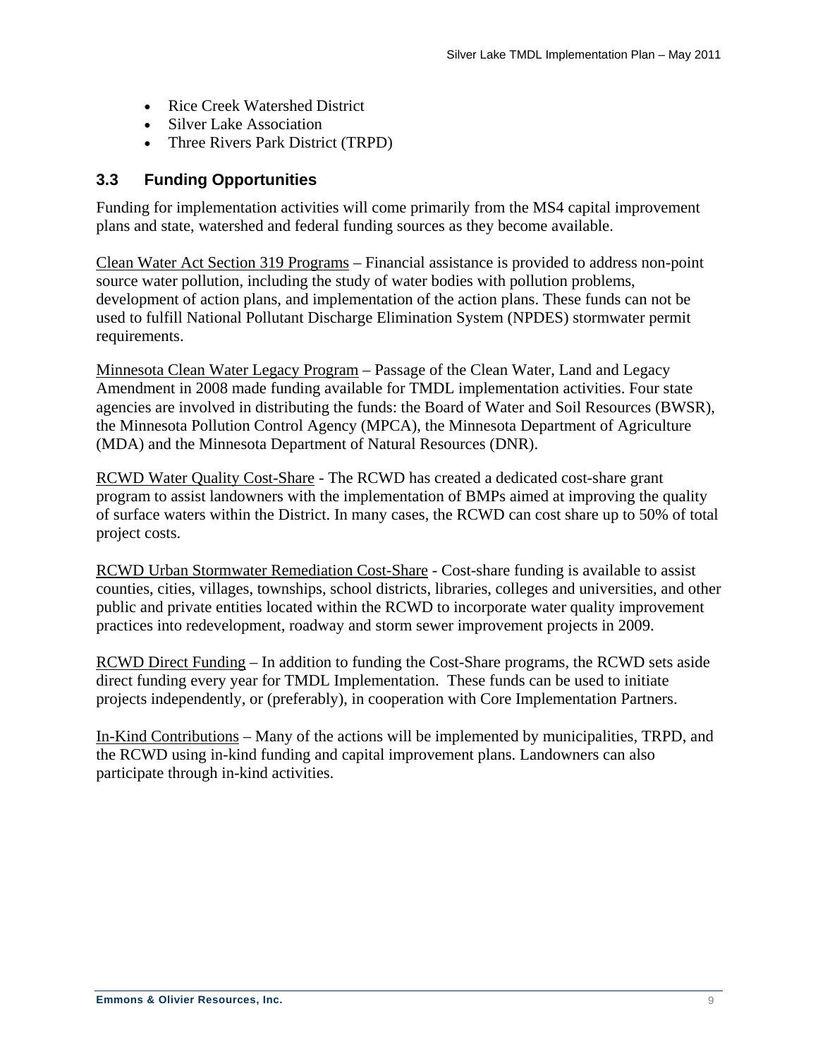- Rice Creek Watershed District
- Silver Lake Association
- Three Rivers Park District (TRPD)

### 3.3 Funding Opportunities

Funding for implementation activities will come primarily from the MS4 capital improvement plans and state, watershed and federal funding sources as they become available.

Clean Water Act Section 319 Programs – Financial assistance is provided to address non-point source water pollution, including the study of water bodies with pollution problems, development of action plans, and implementation of the action plans. These funds can not be used to fulfill National Pollutant Discharge Elimination System (NPDES) stormwater permit requirements.

Minnesota Clean Water Legacy Program – Passage of the Clean Water, Land and Legacy Amendment in 2008 made funding available for TMDL implementation activities. Four state agencies are involved in distributing the funds: the Board of Water and Soil Resources (BWSR), the Minnesota Pollution Control Agency (MPCA), the Minnesota Department of Agriculture (MDA) and the Minnesota Department of Natural Resources (DNR).

RCWD Water Quality Cost-Share - The RCWD has created a dedicated cost-share grant program to assist landowners with the implementation of BMPs aimed at improving the quality of surface waters within the District. In many cases, the RCWD can cost share up to 50% of total project costs.

RCWD Urban Stormwater Remediation Cost-Share - Cost-share funding is available to assist counties, cities, villages, townships, school districts, libraries, colleges and universities, and other public and private entities located within the RCWD to incorporate water quality improvement practices into redevelopment, roadway and storm sewer improvement projects in 2009.

RCWD Direct Funding – In addition to funding the Cost-Share programs, the RCWD sets aside direct funding every year for TMDL Implementation. These funds can be used to initiate projects independently, or (preferably), in cooperation with Core Implementation Partners.

In-Kind Contributions – Many of the actions will be implemented by municipalities, TRPD, and the RCWD using in-kind funding and capital improvement plans. Landowners can also participate through in-kind activities.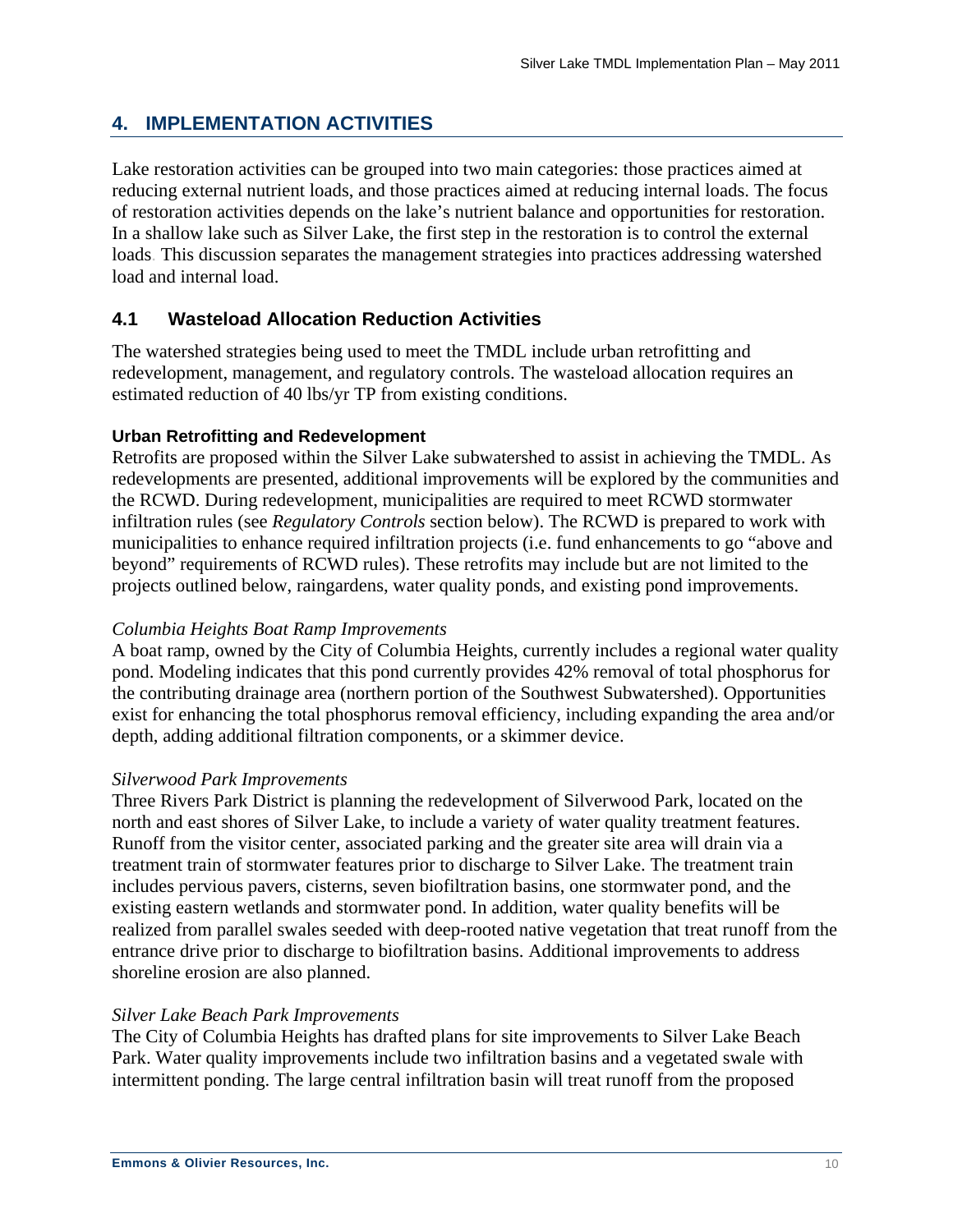# 4. IMPLEMENTATION ACTIVITIES

Lake restoration activities can be grouped into two main categories: those practices aimed at reducing external nutrient loads, and those practices aimed at reducing internal loads. The focus of restoration activities depends on the lake's nutrient balance and opportunities for restoration. In a shallow lake such as Silver Lake, the first step in the restoration is to control the external loads. This discussion separates the management strategies into practices addressing watershed load and internal load.

## 4.1 Wasteload Allocation Reduction Activities

The watershed strategies being used to meet the TMDL include urban retrofitting and redevelopment, management, and regulatory controls. The wasteload allocation requires an estimated reduction of 40 lbs/yr TP from existing conditions.

### Urban Retrofitting and Redevelopment

Retrofits are proposed within the Silver Lake subwatershed to assist in achieving the TMDL. As redevelopments are presented, additional improvements will be explored by the communities and the RCWD. During redevelopment, municipalities are required to meet RCWD stormwater infiltration rules (see *Regulatory Controls* section below). The RCWD is prepared to work with municipalities to enhance required infiltration projects (i.e. fund enhancements to go "above and beyond" requirements of RCWD rules). These retrofits may include but are not limited to the projects outlined below, raingardens, water quality ponds, and existing pond improvements.

*Columbia Heights Boat Ramp Improvements*

A boat ramp, owned by the City of Columbia Heights, currently includes a regional water quality pond. Modeling indicates that this pond currently provides 42% removal of total phosphorus for the contributing drainage area (northern portion of the Southwest Subwatershed). Opportunities exist for enhancing the total phosphorus removal efficiency, including expanding the area and/or depth, adding additional filtration components, or a skimmer device.

*Silverwood Park Improvements*

Three Rivers Park District is planning the redevelopment of Silverwood Park, located on the north and east shores of Silver Lake, to include a variety of water quality treatment features. Runoff from the visitor center, associated parking and the greater site area will drain via a treatment train of stormwater features prior to discharge to Silver Lake. The treatment train includes pervious pavers, cisterns, seven biofiltration basins, one stormwater pond, and the existing eastern wetlands and stormwater pond. In addition, water quality benefits will be realized from parallel swales seeded with deep-rooted native vegetation that treat runoff from the entrance drive prior to discharge to biofiltration basins. Additional improvements to address shoreline erosion are also planned.

*Silver Lake Beach Park Improvements*

The City of Columbia Heights has drafted plans for site improvements to Silver Lake Beach Park. Water quality improvements include two infiltration basins and a vegetated swale with intermittent ponding. The large central infiltration basin will treat runoff from the proposed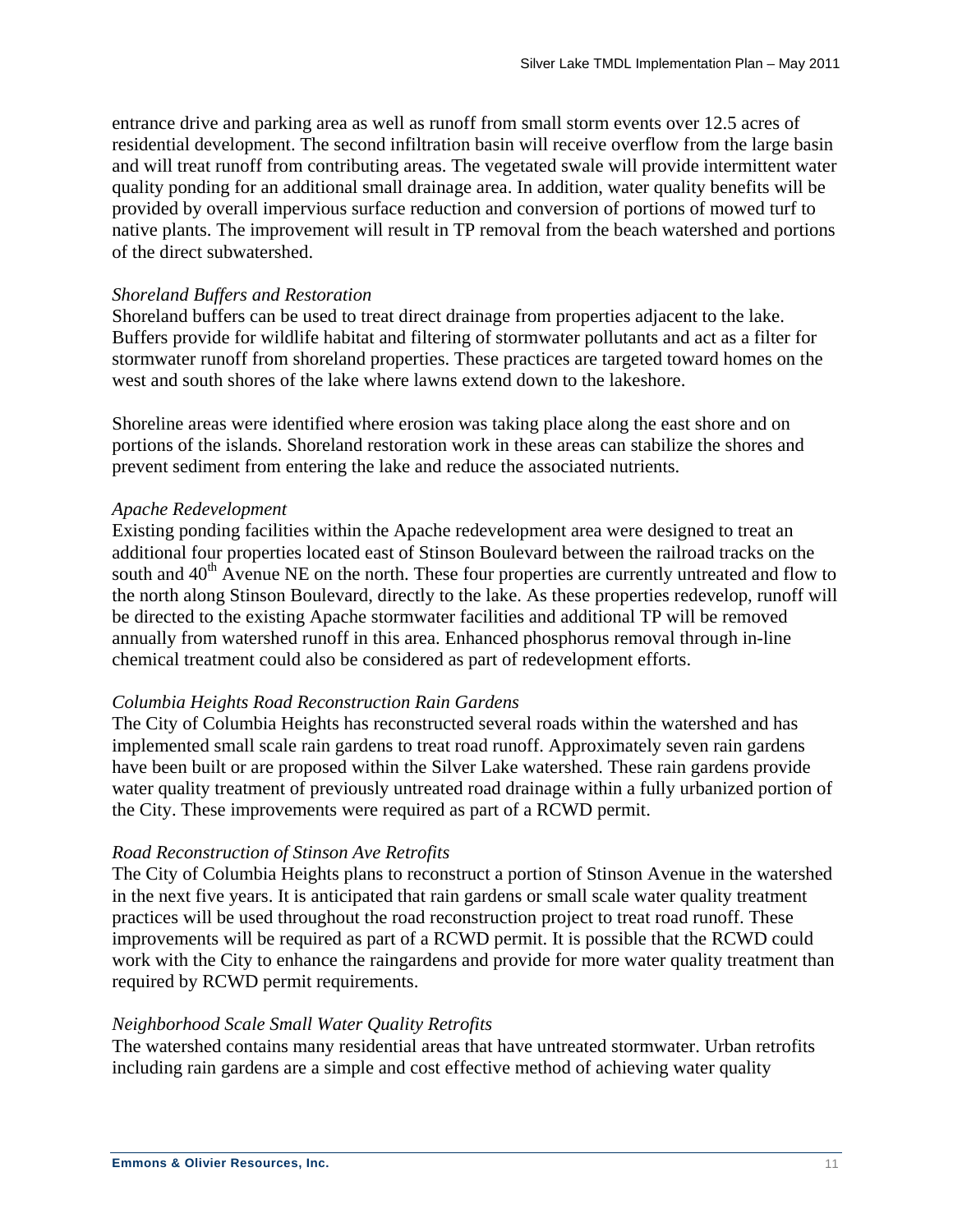entrance drive and parking area as well as runoff from small storm events over 12.5 acres of residential development. The second infiltration basin will receive overflow from the large basin and will treat runoff from contributing areas. The vegetated swale will provide intermittent water quality ponding for an additional small drainage area. In addition, water quality benefits will be provided by overall impervious surface reduction and conversion of portions of mowed turf to native plants. The improvement will result in TP removal from the beach watershed and portions of the direct subwatershed.

*Shoreland Buffers and Restoration*

Shoreland buffers can be used to treat direct drainage from properties adjacent to the lake. Buffers provide for wildlife habitat and filtering of stormwater pollutants and act as a filter for stormwater runoff from shoreland properties. These practices are targeted toward homes on the west and south shores of the lake where lawns extend down to the lakeshore.

Shoreline areas were identified where erosion was taking place along the east shore and on portions of the islands. Shoreland restoration work in these areas can stabilize the shores and prevent sediment from entering the lake and reduce the associated nutrients.

*Apache Redevelopment*

Existing ponding facilities within the Apache redevelopment area were designed to treat an additional four properties located east of Stinson Boulevard between the railroad tracks on the south and 40th Avenue NE on the north. These four properties are currently untreated and flow to the north along Stinson Boulevard, directly to the lake. As these properties redevelop, runoff will be directed to the existing Apache stormwater facilities and additional TP will be removed annually from watershed runoff in this area. Enhanced phosphorus removal through in-line chemical treatment could also be considered as part of redevelopment efforts.

*Columbia Heights Road Reconstruction Rain Gardens*

The City of Columbia Heights has reconstructed several roads within the watershed and has implemented small scale rain gardens to treat road runoff. Approximately seven rain gardens have been built or are proposed within the Silver Lake watershed. These rain gardens provide water quality treatment of previously untreated road drainage within a fully urbanized portion of the City. These improvements were required as part of a RCWD permit.

*Road Reconstruction of Stinson Ave Retrofits*

The City of Columbia Heights plans to reconstruct a portion of Stinson Avenue in the watershed in the next five years. It is anticipated that rain gardens or small scale water quality treatment practices will be used throughout the road reconstruction project to treat road runoff. These improvements will be required as part of a RCWD permit. It is possible that the RCWD could work with the City to enhance the raingardens and provide for more water quality treatment than required by RCWD permit requirements.

*Neighborhood Scale Small Water Quality Retrofits*

The watershed contains many residential areas that have untreated stormwater. Urban retrofits including rain gardens are a simple and cost effective method of achieving water quality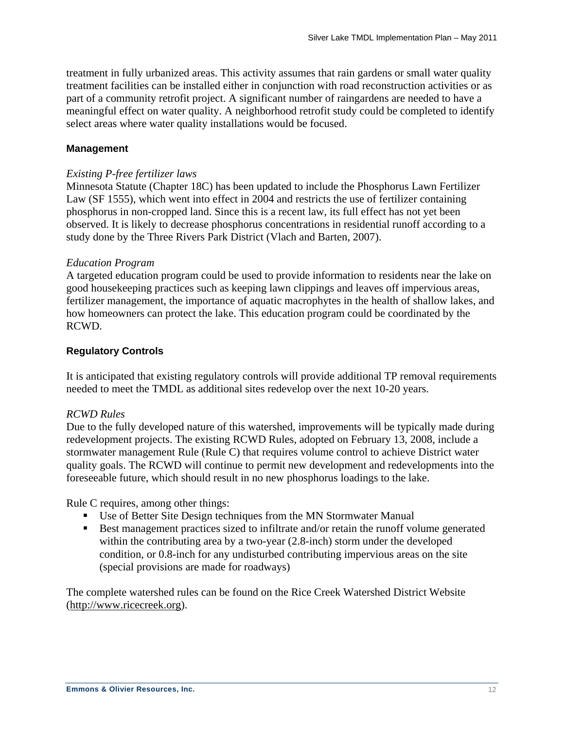treatment in fully urbanized areas. This activity assumes that rain gardens or small water quality treatment facilities can be installed either in conjunction with road reconstruction activities or as part of a community retrofit project. A significant number of raingardens are needed to have a meaningful effect on water quality. A neighborhood retrofit study could be completed to identify select areas where water quality installations would be focused.

### Management

*Existing P-free fertilizer laws*

Minnesota Statute (Chapter 18C) has been updated to include the Phosphorus Lawn Fertilizer Law (SF 1555), which went into effect in 2004 and restricts the use of fertilizer containing phosphorus in non-cropped land. Since this is a recent law, its full effect has not yet been observed. It is likely to decrease phosphorus concentrations in residential runoff according to a study done by the Three Rivers Park District (Vlach and Barten, 2007).

*Education Program*

A targeted education program could be used to provide information to residents near the lake on good housekeeping practices such as keeping lawn clippings and leaves off impervious areas, fertilizer management, the importance of aquatic macrophytes in the health of shallow lakes, and how homeowners can protect the lake. This education program could be coordinated by the RCWD.

### Regulatory Controls

It is anticipated that existing regulatory controls will provide additional TP removal requirements needed to meet the TMDL as additional sites redevelop over the next 10-20 years.

*RCWD Rules*

Due to the fully developed nature of this watershed, improvements will be typically made during redevelopment projects. The existing RCWD Rules, adopted on February 13, 2008, include a stormwater management Rule (Rule C) that requires volume control to achieve District water quality goals. The RCWD will continue to permit new development and redevelopments into the foreseeable future, which should result in no new phosphorus loadings to the lake.

Rule C requires, among other things:

- Use of Better Site Design techniques from the MN Stormwater Manual
- Best management practices sized to infiltrate and/or retain the runoff volume generated within the contributing area by a two-year (2.8-inch) storm under the developed condition, or 0.8-inch for any undisturbed contributing impervious areas on the site (special provisions are made for roadways)

The complete watershed rules can be found on the Rice Creek Watershed District Website (http://www.ricecreek.org).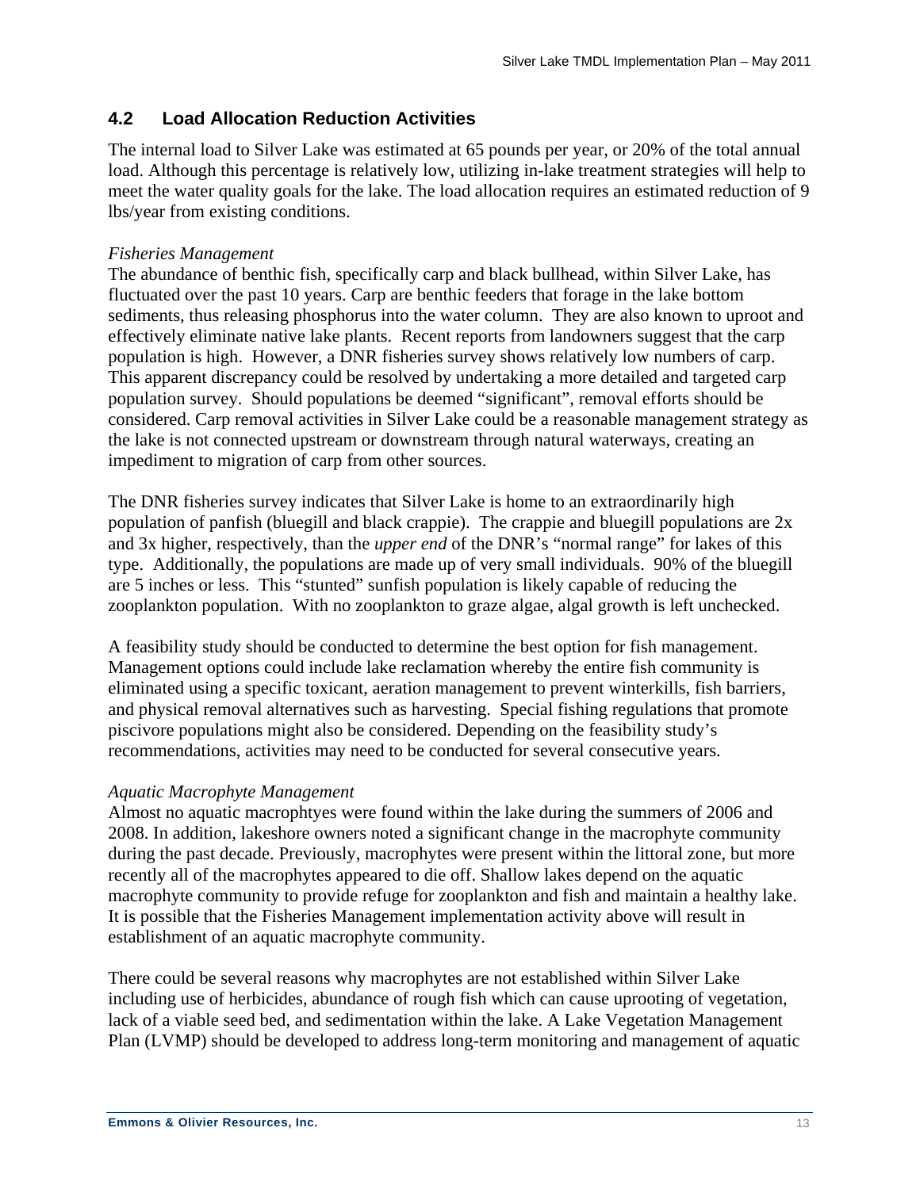## 4.2 Load Allocation Reduction Activities

The internal load to Silver Lake was estimated at 65 pounds per year, or 20% of the total annual load. Although this percentage is relatively low, utilizing in-lake treatment strategies will help to meet the water quality goals for the lake. The load allocation requires an estimated reduction of 9 lbs/year from existing conditions.

*Fisheries Management*

The abundance of benthic fish, specifically carp and black bullhead, within Silver Lake, has fluctuated over the past 10 years. Carp are benthic feeders that forage in the lake bottom sediments, thus releasing phosphorus into the water column. They are also known to uproot and effectively eliminate native lake plants. Recent reports from landowners suggest that the carp population is high. However, a DNR fisheries survey shows relatively low numbers of carp. This apparent discrepancy could be resolved by undertaking a more detailed and targeted carp population survey. Should populations be deemed "significant", removal efforts should be considered. Carp removal activities in Silver Lake could be a reasonable management strategy as the lake is not connected upstream or downstream through natural waterways, creating an impediment to migration of carp from other sources.

The DNR fisheries survey indicates that Silver Lake is home to an extraordinarily high population of panfish (bluegill and black crappie). The crappie and bluegill populations are 2x and 3x higher, respectively, than the *upper end* of the DNR's "normal range" for lakes of this type. Additionally, the populations are made up of very small individuals. 90% of the bluegill are 5 inches or less. This "stunted" sunfish population is likely capable of reducing the zooplankton population. With no zooplankton to graze algae, algal growth is left unchecked.

A feasibility study should be conducted to determine the best option for fish management. Management options could include lake reclamation whereby the entire fish community is eliminated using a specific toxicant, aeration management to prevent winterkills, fish barriers, and physical removal alternatives such as harvesting. Special fishing regulations that promote piscivore populations might also be considered. Depending on the feasibility study's recommendations, activities may need to be conducted for several consecutive years.

*Aquatic Macrophyte Management*

Almost no aquatic macrophtyes were found within the lake during the summers of 2006 and 2008. In addition, lakeshore owners noted a significant change in the macrophyte community during the past decade. Previously, macrophytes were present within the littoral zone, but more recently all of the macrophytes appeared to die off. Shallow lakes depend on the aquatic macrophyte community to provide refuge for zooplankton and fish and maintain a healthy lake. It is possible that the Fisheries Management implementation activity above will result in establishment of an aquatic macrophyte community.

There could be several reasons why macrophytes are not established within Silver Lake including use of herbicides, abundance of rough fish which can cause uprooting of vegetation, lack of a viable seed bed, and sedimentation within the lake. A Lake Vegetation Management Plan (LVMP) should be developed to address long-term monitoring and management of aquatic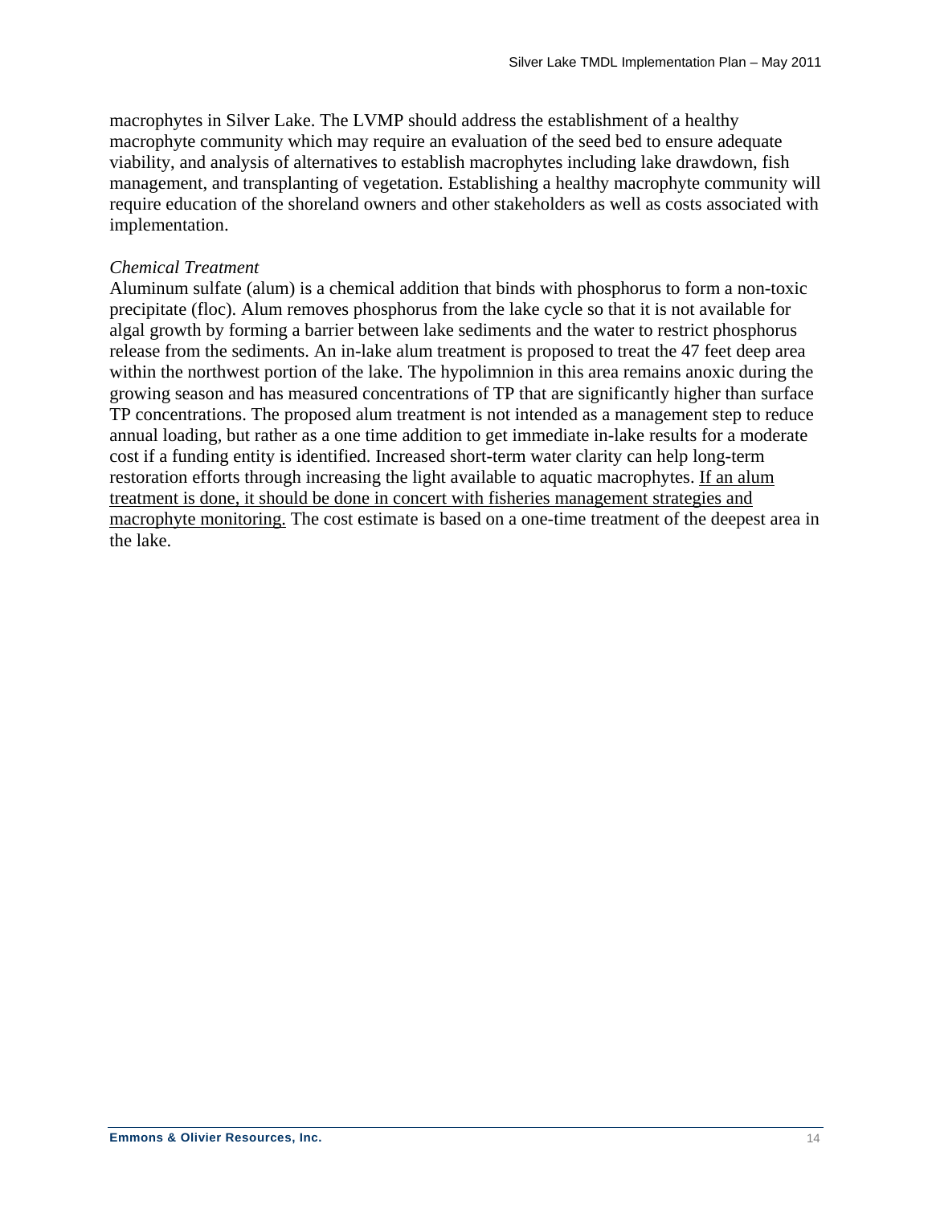macrophytes in Silver Lake. The LVMP should address the establishment of a healthy macrophyte community which may require an evaluation of the seed bed to ensure adequate viability, and analysis of alternatives to establish macrophytes including lake drawdown, fish management, and transplanting of vegetation. Establishing a healthy macrophyte community will require education of the shoreland owners and other stakeholders as well as costs associated with implementation.

*Chemical Treatment*

Aluminum sulfate (alum) is a chemical addition that binds with phosphorus to form a non-toxic precipitate (floc). Alum removes phosphorus from the lake cycle so that it is not available for algal growth by forming a barrier between lake sediments and the water to restrict phosphorus release from the sediments. An in-lake alum treatment is proposed to treat the 47 feet deep area within the northwest portion of the lake. The hypolimnion in this area remains anoxic during the growing season and has measured concentrations of TP that are significantly higher than surface TP concentrations. The proposed alum treatment is not intended as a management step to reduce annual loading, but rather as a one time addition to get immediate in-lake results for a moderate cost if a funding entity is identified. Increased short-term water clarity can help long-term restoration efforts through increasing the light available to aquatic macrophytes. <u>If an alum treatment is done, it should be done in concert with fisheries management strategies and macrophyte monitoring.</u> The cost estimate is based on a one-time treatment of the deepest area in the lake.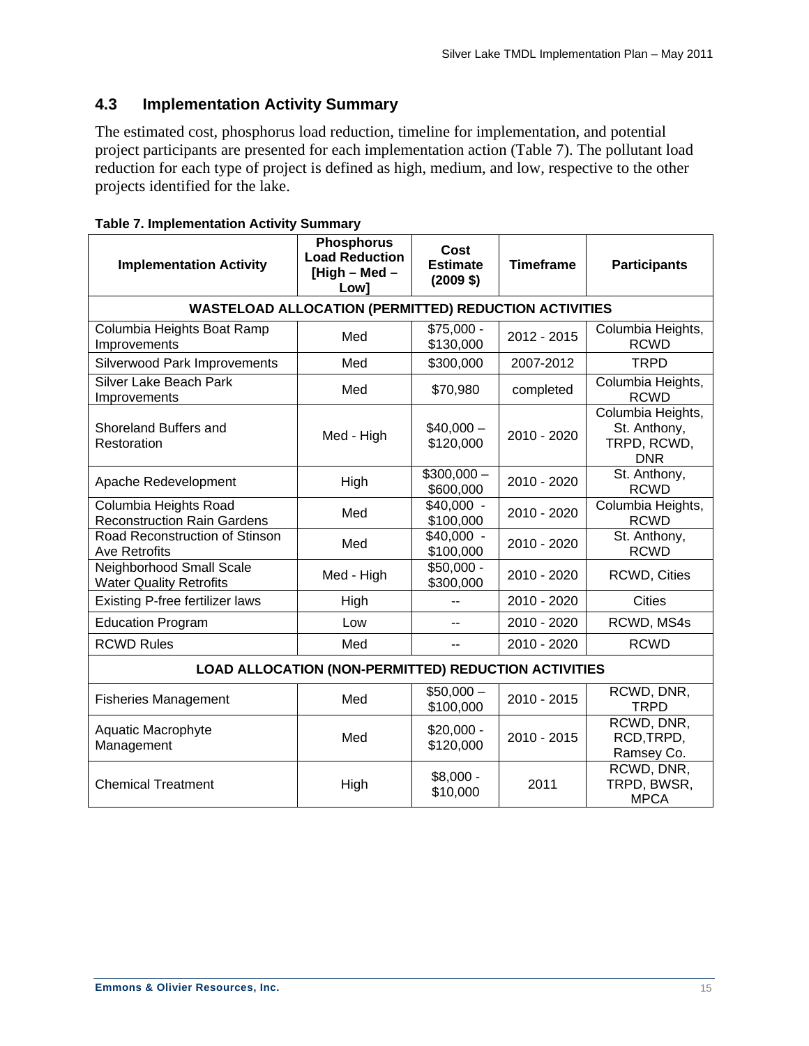## 4.3 Implementation Activity Summary

The estimated cost, phosphorus load reduction, timeline for implementation, and potential project participants are presented for each implementation action (Table 7). The pollutant load reduction for each type of project is defined as high, medium, and low, respective to the other projects identified for the lake.

**Table 7. Implementation Activity Summary**

| Implementation Activity | Phosphorus Load Reduction [High – Med – Low] | Cost Estimate (2009 $) | Timeframe | Participants |
|---|---|---|---|---|
| **WASTELOAD ALLOCATION (PERMITTED) REDUCTION ACTIVITIES** | | | | |
| Columbia Heights Boat Ramp Improvements | Med | $75,000 - $130,000 | 2012 - 2015 | Columbia Heights, RCWD |
| Silverwood Park Improvements | Med | $300,000 | 2007-2012 | TRPD |
| Silver Lake Beach Park Improvements | Med | $70,980 | completed | Columbia Heights, RCWD |
| Shoreland Buffers and Restoration | Med - High | $40,000 – $120,000 | 2010 - 2020 | Columbia Heights, St. Anthony, TRPD, RCWD, DNR |
| Apache Redevelopment | High | $300,000 – $600,000 | 2010 - 2020 | St. Anthony, RCWD |
| Columbia Heights Road Reconstruction Rain Gardens | Med | $40,000 - $100,000 | 2010 - 2020 | Columbia Heights, RCWD |
| Road Reconstruction of Stinson Ave Retrofits | Med | $40,000 - $100,000 | 2010 - 2020 | St. Anthony, RCWD |
| Neighborhood Small Scale Water Quality Retrofits | Med - High | $50,000 - $300,000 | 2010 - 2020 | RCWD, Cities |
| Existing P-free fertilizer laws | High | -- | 2010 - 2020 | Cities |
| Education Program | Low | -- | 2010 - 2020 | RCWD, MS4s |
| RCWD Rules | Med | -- | 2010 - 2020 | RCWD |
| **LOAD ALLOCATION (NON-PERMITTED) REDUCTION ACTIVITIES** | | | | |
| Fisheries Management | Med | $50,000 – $100,000 | 2010 - 2015 | RCWD, DNR, TRPD |
| Aquatic Macrophyte Management | Med | $20,000 - $120,000 | 2010 - 2015 | RCWD, DNR, RCD,TRPD, Ramsey Co. |
| Chemical Treatment | High | $8,000 - $10,000 | 2011 | RCWD, DNR, TRPD, BWSR, MPCA |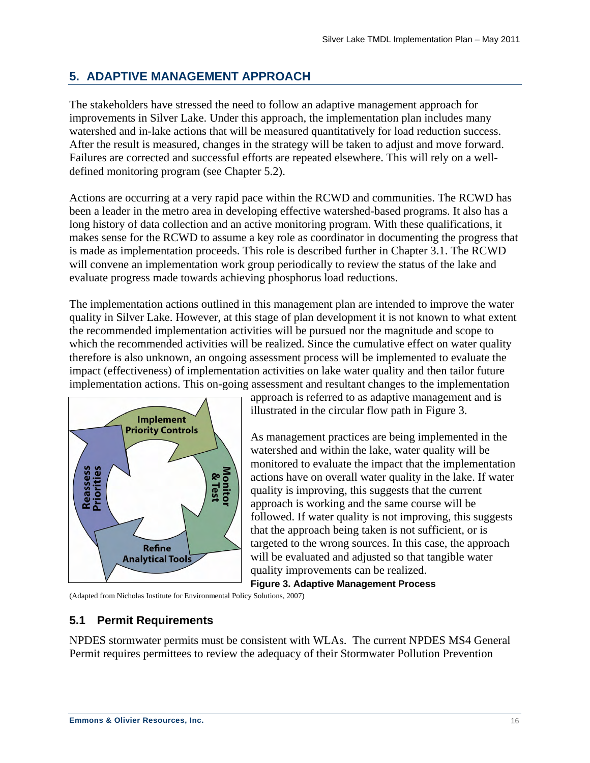## 5. ADAPTIVE MANAGEMENT APPROACH

The stakeholders have stressed the need to follow an adaptive management approach for improvements in Silver Lake. Under this approach, the implementation plan includes many watershed and in-lake actions that will be measured quantitatively for load reduction success. After the result is measured, changes in the strategy will be taken to adjust and move forward. Failures are corrected and successful efforts are repeated elsewhere. This will rely on a well-defined monitoring program (see Chapter 5.2).

Actions are occurring at a very rapid pace within the RCWD and communities. The RCWD has been a leader in the metro area in developing effective watershed-based programs. It also has a long history of data collection and an active monitoring program. With these qualifications, it makes sense for the RCWD to assume a key role as coordinator in documenting the progress that is made as implementation proceeds. This role is described further in Chapter 3.1. The RCWD will convene an implementation work group periodically to review the status of the lake and evaluate progress made towards achieving phosphorus load reductions.

The implementation actions outlined in this management plan are intended to improve the water quality in Silver Lake. However, at this stage of plan development it is not known to what extent the recommended implementation activities will be pursued nor the magnitude and scope to which the recommended activities will be realized. Since the cumulative effect on water quality therefore is also unknown, an ongoing assessment process will be implemented to evaluate the impact (effectiveness) of implementation activities on lake water quality and then tailor future implementation actions. This on-going assessment and resultant changes to the implementation approach is referred to as adaptive management and is illustrated in the circular flow path in Figure 3.

As management practices are being implemented in the watershed and within the lake, water quality will be monitored to evaluate the impact that the implementation actions have on overall water quality in the lake. If water quality is improving, this suggests that the current approach is working and the same course will be followed. If water quality is not improving, this suggests that the approach being taken is not sufficient, or is targeted to the wrong sources. In this case, the approach will be evaluated and adjusted so that tangible water quality improvements can be realized.

Implement Priority Controls → Monitor & Test → Refine Analytical Tools → Reassess Priorities

**Figure 3. Adaptive Management Process**

(Adapted from Nicholas Institute for Environmental Policy Solutions, 2007)

### 5.1 Permit Requirements

NPDES stormwater permits must be consistent with WLAs. The current NPDES MS4 General Permit requires permittees to review the adequacy of their Stormwater Pollution Prevention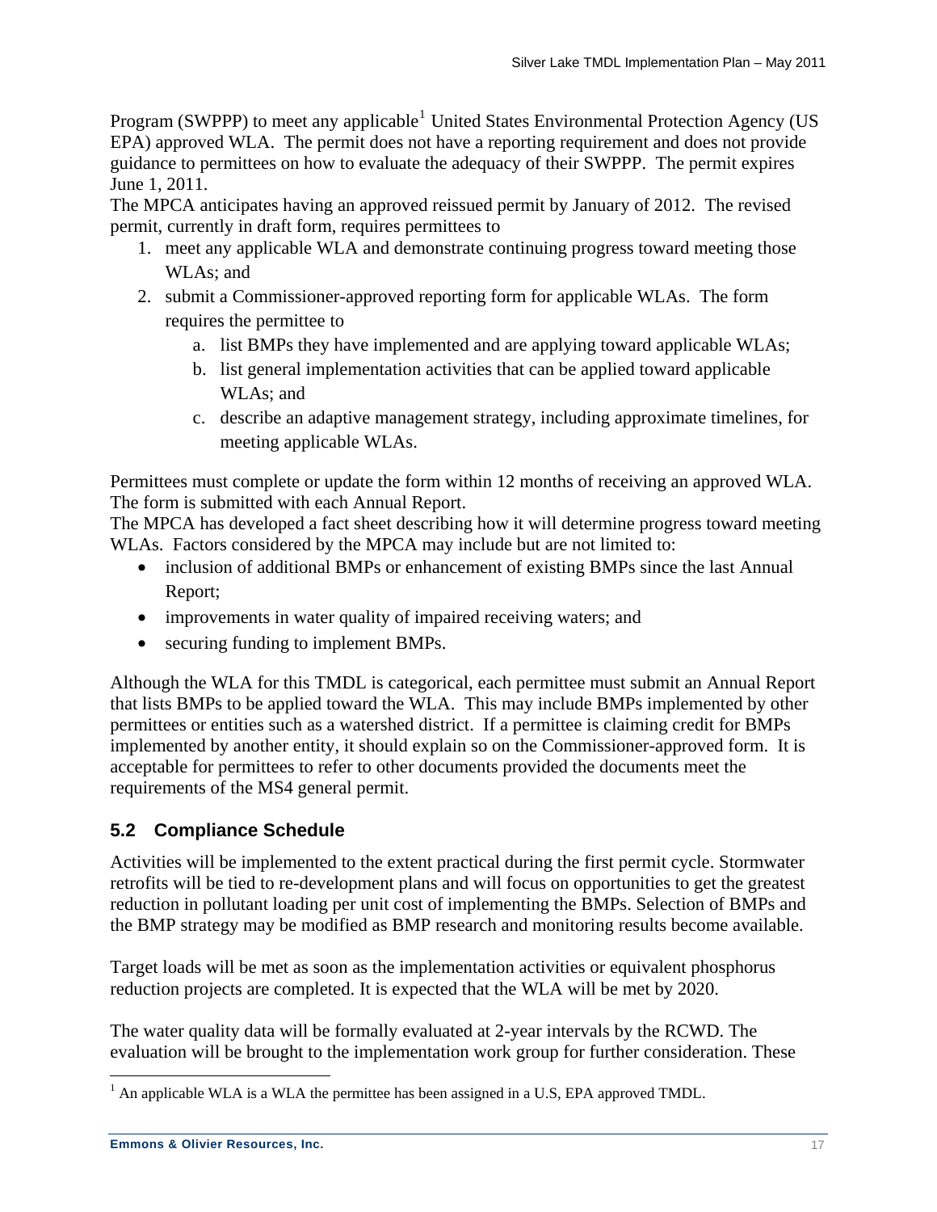Program (SWPPP) to meet any applicable[1] United States Environmental Protection Agency (US EPA) approved WLA. The permit does not have a reporting requirement and does not provide guidance to permittees on how to evaluate the adequacy of their SWPPP. The permit expires June 1, 2011.

The MPCA anticipates having an approved reissued permit by January of 2012. The revised permit, currently in draft form, requires permittees to

1. meet any applicable WLA and demonstrate continuing progress toward meeting those WLAs; and
2. submit a Commissioner-approved reporting form for applicable WLAs. The form requires the permittee to
    a. list BMPs they have implemented and are applying toward applicable WLAs;
    b. list general implementation activities that can be applied toward applicable WLAs; and
    c. describe an adaptive management strategy, including approximate timelines, for meeting applicable WLAs.

Permittees must complete or update the form within 12 months of receiving an approved WLA. The form is submitted with each Annual Report.

The MPCA has developed a fact sheet describing how it will determine progress toward meeting WLAs. Factors considered by the MPCA may include but are not limited to:

- inclusion of additional BMPs or enhancement of existing BMPs since the last Annual Report;
- improvements in water quality of impaired receiving waters; and
- securing funding to implement BMPs.

Although the WLA for this TMDL is categorical, each permittee must submit an Annual Report that lists BMPs to be applied toward the WLA. This may include BMPs implemented by other permittees or entities such as a watershed district. If a permittee is claiming credit for BMPs implemented by another entity, it should explain so on the Commissioner-approved form. It is acceptable for permittees to refer to other documents provided the documents meet the requirements of the MS4 general permit.

## 5.2 Compliance Schedule

Activities will be implemented to the extent practical during the first permit cycle. Stormwater retrofits will be tied to re-development plans and will focus on opportunities to get the greatest reduction in pollutant loading per unit cost of implementing the BMPs. Selection of BMPs and the BMP strategy may be modified as BMP research and monitoring results become available.

Target loads will be met as soon as the implementation activities or equivalent phosphorus reduction projects are completed. It is expected that the WLA will be met by 2020.

The water quality data will be formally evaluated at 2-year intervals by the RCWD. The evaluation will be brought to the implementation work group for further consideration. These

[1] An applicable WLA is a WLA the permittee has been assigned in a U.S, EPA approved TMDL.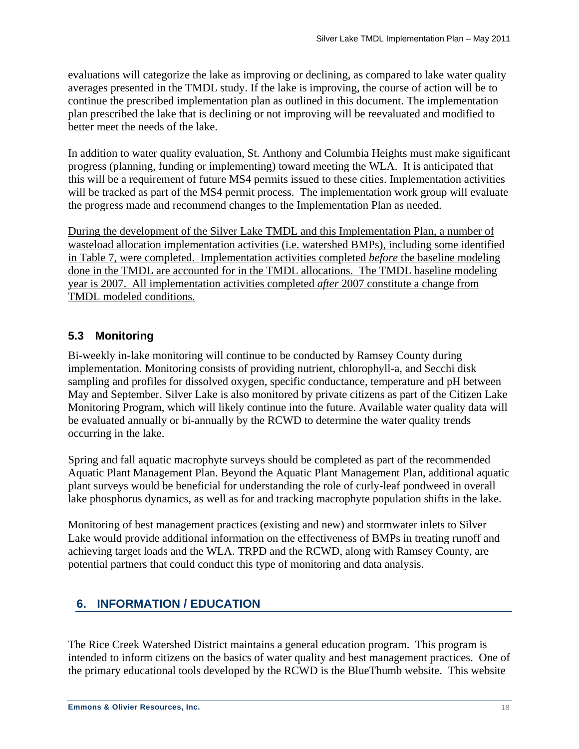evaluations will categorize the lake as improving or declining, as compared to lake water quality averages presented in the TMDL study. If the lake is improving, the course of action will be to continue the prescribed implementation plan as outlined in this document. The implementation plan prescribed the lake that is declining or not improving will be reevaluated and modified to better meet the needs of the lake.

In addition to water quality evaluation, St. Anthony and Columbia Heights must make significant progress (planning, funding or implementing) toward meeting the WLA. It is anticipated that this will be a requirement of future MS4 permits issued to these cities. Implementation activities will be tracked as part of the MS4 permit process. The implementation work group will evaluate the progress made and recommend changes to the Implementation Plan as needed.

<u>During the development of the Silver Lake TMDL and this Implementation Plan, a number of wasteload allocation implementation activities (i.e. watershed BMPs), including some identified in Table 7, were completed. Implementation activities completed *before* the baseline modeling done in the TMDL are accounted for in the TMDL allocations. The TMDL baseline modeling year is 2007. All implementation activities completed *after* 2007 constitute a change from TMDL modeled conditions.</u>

### 5.3 Monitoring

Bi-weekly in-lake monitoring will continue to be conducted by Ramsey County during implementation. Monitoring consists of providing nutrient, chlorophyll-a, and Secchi disk sampling and profiles for dissolved oxygen, specific conductance, temperature and pH between May and September. Silver Lake is also monitored by private citizens as part of the Citizen Lake Monitoring Program, which will likely continue into the future. Available water quality data will be evaluated annually or bi-annually by the RCWD to determine the water quality trends occurring in the lake.

Spring and fall aquatic macrophyte surveys should be completed as part of the recommended Aquatic Plant Management Plan. Beyond the Aquatic Plant Management Plan, additional aquatic plant surveys would be beneficial for understanding the role of curly-leaf pondweed in overall lake phosphorus dynamics, as well as for and tracking macrophyte population shifts in the lake.

Monitoring of best management practices (existing and new) and stormwater inlets to Silver Lake would provide additional information on the effectiveness of BMPs in treating runoff and achieving target loads and the WLA. TRPD and the RCWD, along with Ramsey County, are potential partners that could conduct this type of monitoring and data analysis.

## 6. INFORMATION / EDUCATION

The Rice Creek Watershed District maintains a general education program. This program is intended to inform citizens on the basics of water quality and best management practices. One of the primary educational tools developed by the RCWD is the BlueThumb website. This website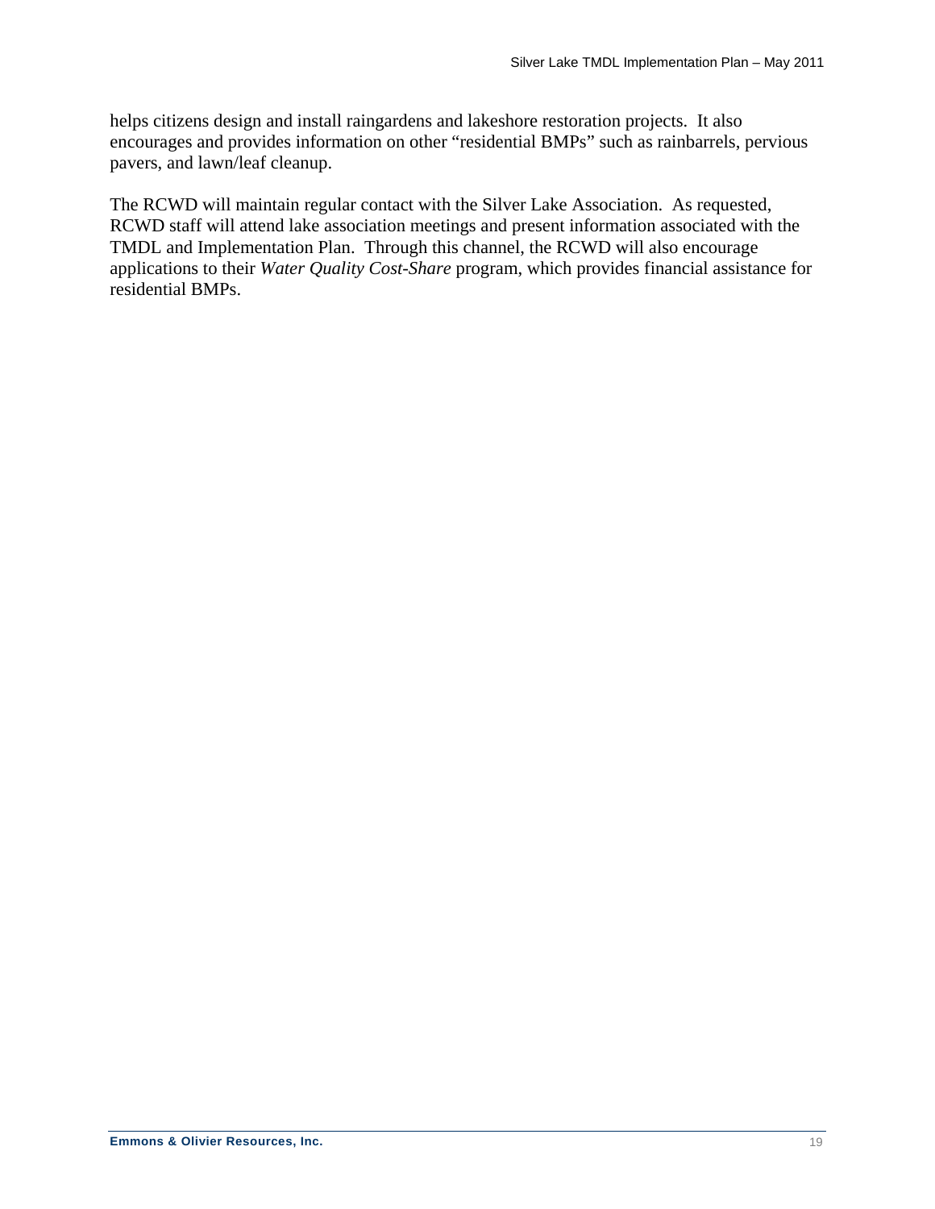helps citizens design and install raingardens and lakeshore restoration projects. It also encourages and provides information on other "residential BMPs" such as rainbarrels, pervious pavers, and lawn/leaf cleanup.

The RCWD will maintain regular contact with the Silver Lake Association. As requested, RCWD staff will attend lake association meetings and present information associated with the TMDL and Implementation Plan. Through this channel, the RCWD will also encourage applications to their *Water Quality Cost-Share* program, which provides financial assistance for residential BMPs.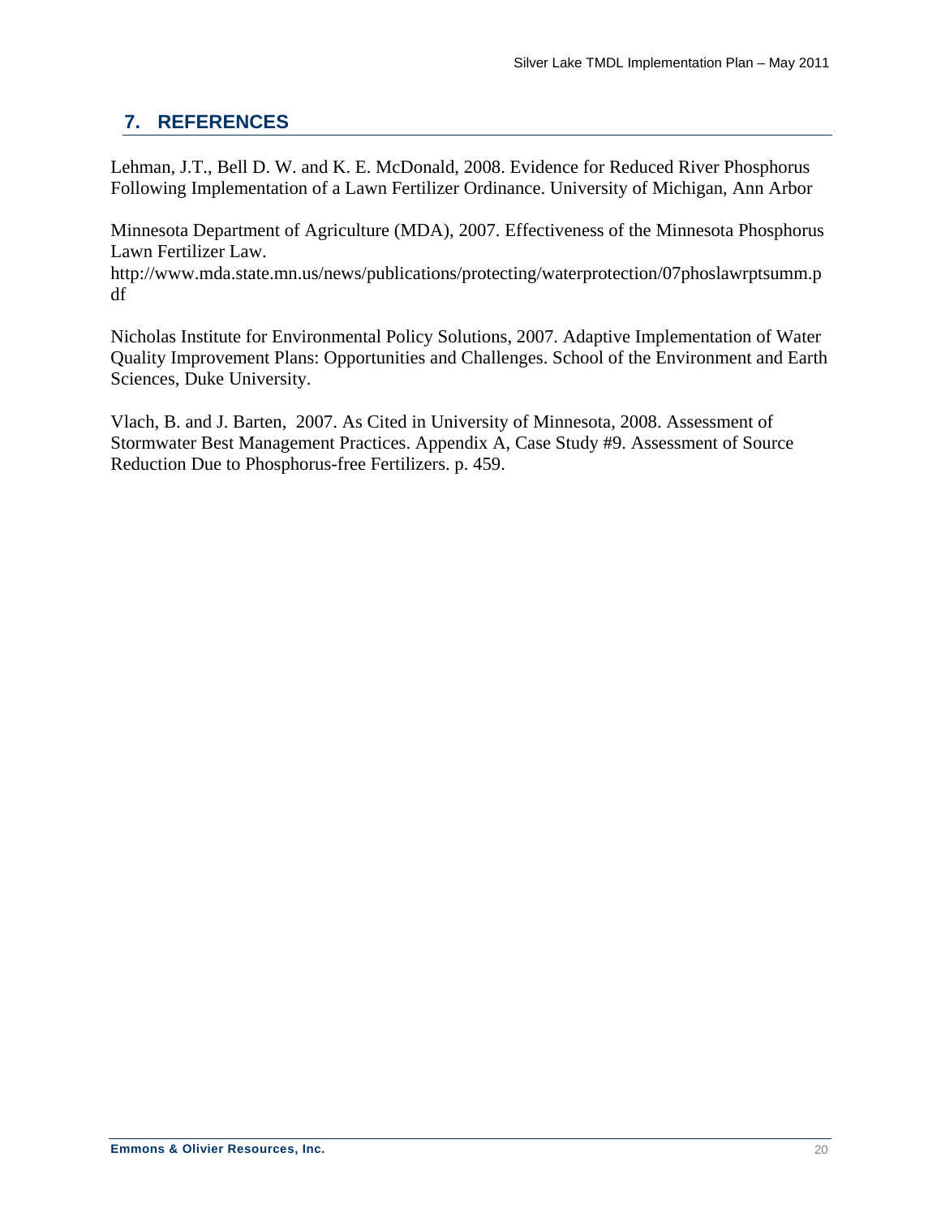## 7. REFERENCES

Lehman, J.T., Bell D. W. and K. E. McDonald, 2008. Evidence for Reduced River Phosphorus Following Implementation of a Lawn Fertilizer Ordinance. University of Michigan, Ann Arbor

Minnesota Department of Agriculture (MDA), 2007. Effectiveness of the Minnesota Phosphorus Lawn Fertilizer Law.
http://www.mda.state.mn.us/news/publications/protecting/waterprotection/07phoslawrptsumm.pdf

Nicholas Institute for Environmental Policy Solutions, 2007. Adaptive Implementation of Water Quality Improvement Plans: Opportunities and Challenges. School of the Environment and Earth Sciences, Duke University.

Vlach, B. and J. Barten, 2007. As Cited in University of Minnesota, 2008. Assessment of Stormwater Best Management Practices. Appendix A, Case Study #9. Assessment of Source Reduction Due to Phosphorus-free Fertilizers. p. 459.